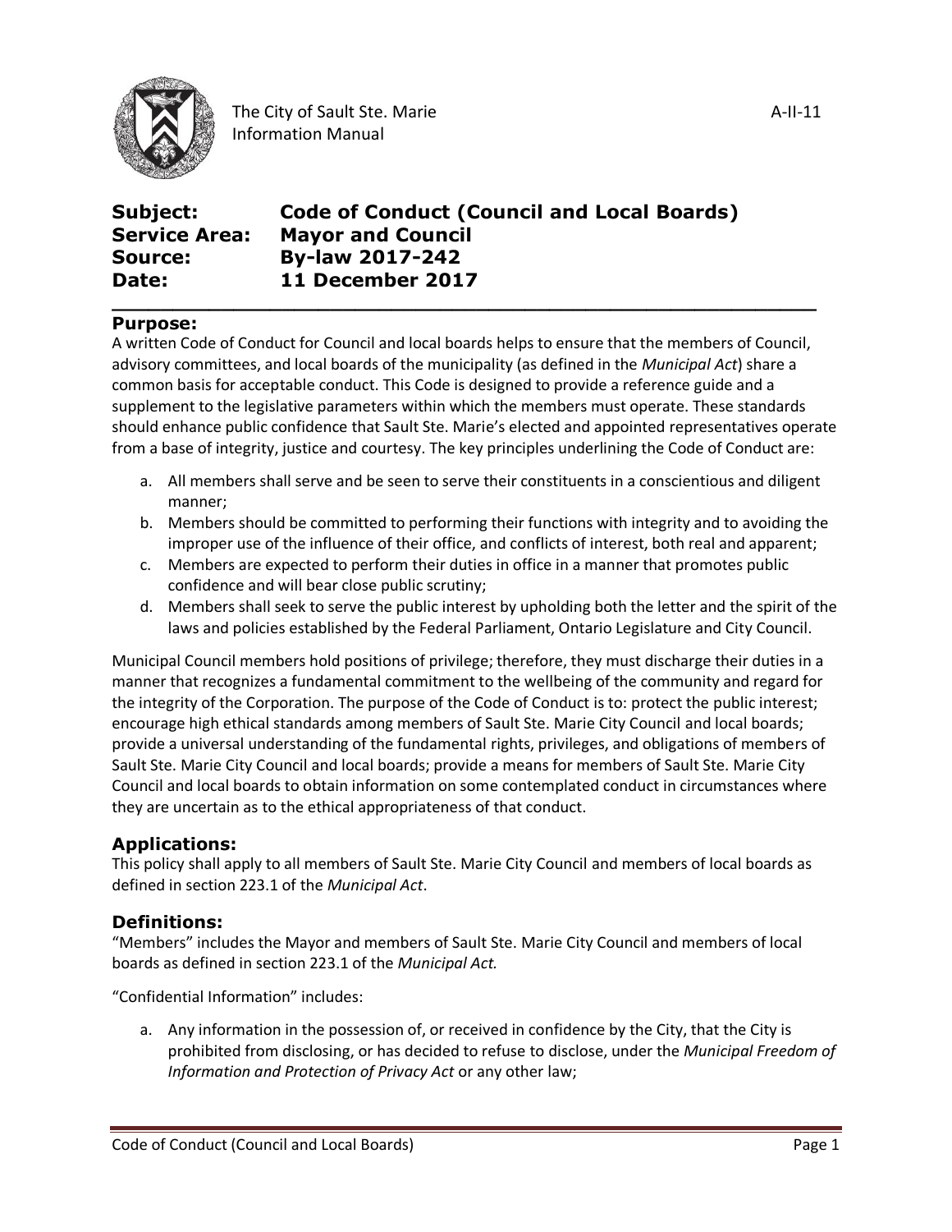The City of Sault Ste. Marie
Information Manual

A-II-11

**Subject:** **Code of Conduct (Council and Local Boards)**
**Service Area:** **Mayor and Council**
**Source:** **By-law 2017-242**
**Date:** **11 December 2017**

## Purpose:

A written Code of Conduct for Council and local boards helps to ensure that the members of Council, advisory committees, and local boards of the municipality (as defined in the *Municipal Act*) share a common basis for acceptable conduct. This Code is designed to provide a reference guide and a supplement to the legislative parameters within which the members must operate. These standards should enhance public confidence that Sault Ste. Marie's elected and appointed representatives operate from a base of integrity, justice and courtesy. The key principles underlining the Code of Conduct are:

a. All members shall serve and be seen to serve their constituents in a conscientious and diligent manner;
b. Members should be committed to performing their functions with integrity and to avoiding the improper use of the influence of their office, and conflicts of interest, both real and apparent;
c. Members are expected to perform their duties in office in a manner that promotes public confidence and will bear close public scrutiny;
d. Members shall seek to serve the public interest by upholding both the letter and the spirit of the laws and policies established by the Federal Parliament, Ontario Legislature and City Council.

Municipal Council members hold positions of privilege; therefore, they must discharge their duties in a manner that recognizes a fundamental commitment to the wellbeing of the community and regard for the integrity of the Corporation. The purpose of the Code of Conduct is to: protect the public interest; encourage high ethical standards among members of Sault Ste. Marie City Council and local boards; provide a universal understanding of the fundamental rights, privileges, and obligations of members of Sault Ste. Marie City Council and local boards; provide a means for members of Sault Ste. Marie City Council and local boards to obtain information on some contemplated conduct in circumstances where they are uncertain as to the ethical appropriateness of that conduct.

## Applications:

This policy shall apply to all members of Sault Ste. Marie City Council and members of local boards as defined in section 223.1 of the *Municipal Act*.

## Definitions:

"Members" includes the Mayor and members of Sault Ste. Marie City Council and members of local boards as defined in section 223.1 of the *Municipal Act.*

"Confidential Information" includes:

a. Any information in the possession of, or received in confidence by the City, that the City is prohibited from disclosing, or has decided to refuse to disclose, under the *Municipal Freedom of Information and Protection of Privacy Act* or any other law;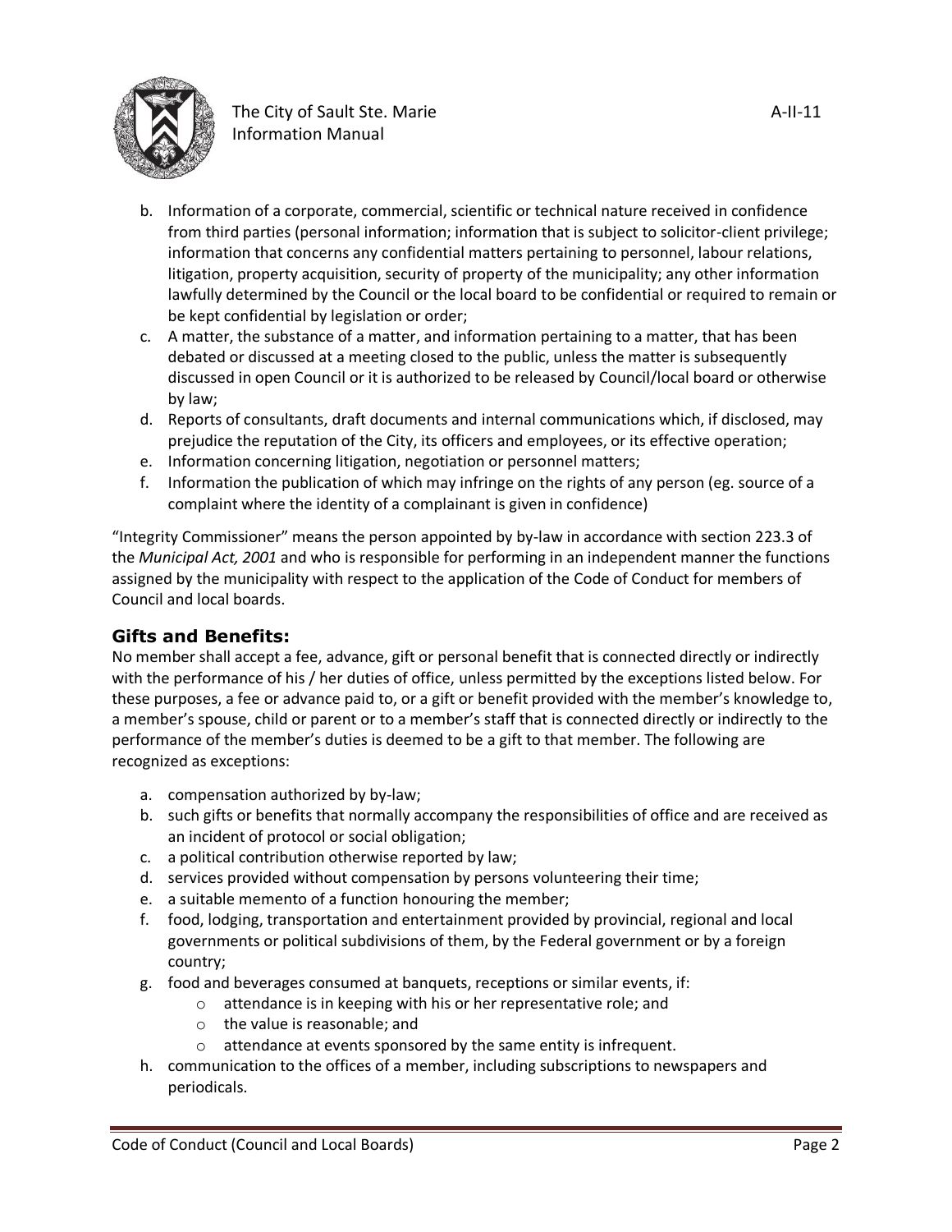b. Information of a corporate, commercial, scientific or technical nature received in confidence from third parties (personal information; information that is subject to solicitor-client privilege; information that concerns any confidential matters pertaining to personnel, labour relations, litigation, property acquisition, security of property of the municipality; any other information lawfully determined by the Council or the local board to be confidential or required to remain or be kept confidential by legislation or order;
c. A matter, the substance of a matter, and information pertaining to a matter, that has been debated or discussed at a meeting closed to the public, unless the matter is subsequently discussed in open Council or it is authorized to be released by Council/local board or otherwise by law;
d. Reports of consultants, draft documents and internal communications which, if disclosed, may prejudice the reputation of the City, its officers and employees, or its effective operation;
e. Information concerning litigation, negotiation or personnel matters;
f. Information the publication of which may infringe on the rights of any person (eg. source of a complaint where the identity of a complainant is given in confidence)

"Integrity Commissioner" means the person appointed by by-law in accordance with section 223.3 of the *Municipal Act, 2001* and who is responsible for performing in an independent manner the functions assigned by the municipality with respect to the application of the Code of Conduct for members of Council and local boards.

## Gifts and Benefits:

No member shall accept a fee, advance, gift or personal benefit that is connected directly or indirectly with the performance of his / her duties of office, unless permitted by the exceptions listed below. For these purposes, a fee or advance paid to, or a gift or benefit provided with the member's knowledge to, a member's spouse, child or parent or to a member's staff that is connected directly or indirectly to the performance of the member's duties is deemed to be a gift to that member. The following are recognized as exceptions:

a. compensation authorized by by-law;
b. such gifts or benefits that normally accompany the responsibilities of office and are received as an incident of protocol or social obligation;
c. a political contribution otherwise reported by law;
d. services provided without compensation by persons volunteering their time;
e. a suitable memento of a function honouring the member;
f. food, lodging, transportation and entertainment provided by provincial, regional and local governments or political subdivisions of them, by the Federal government or by a foreign country;
g. food and beverages consumed at banquets, receptions or similar events, if:
    - attendance is in keeping with his or her representative role; and
    - the value is reasonable; and
    - attendance at events sponsored by the same entity is infrequent.
h. communication to the offices of a member, including subscriptions to newspapers and periodicals.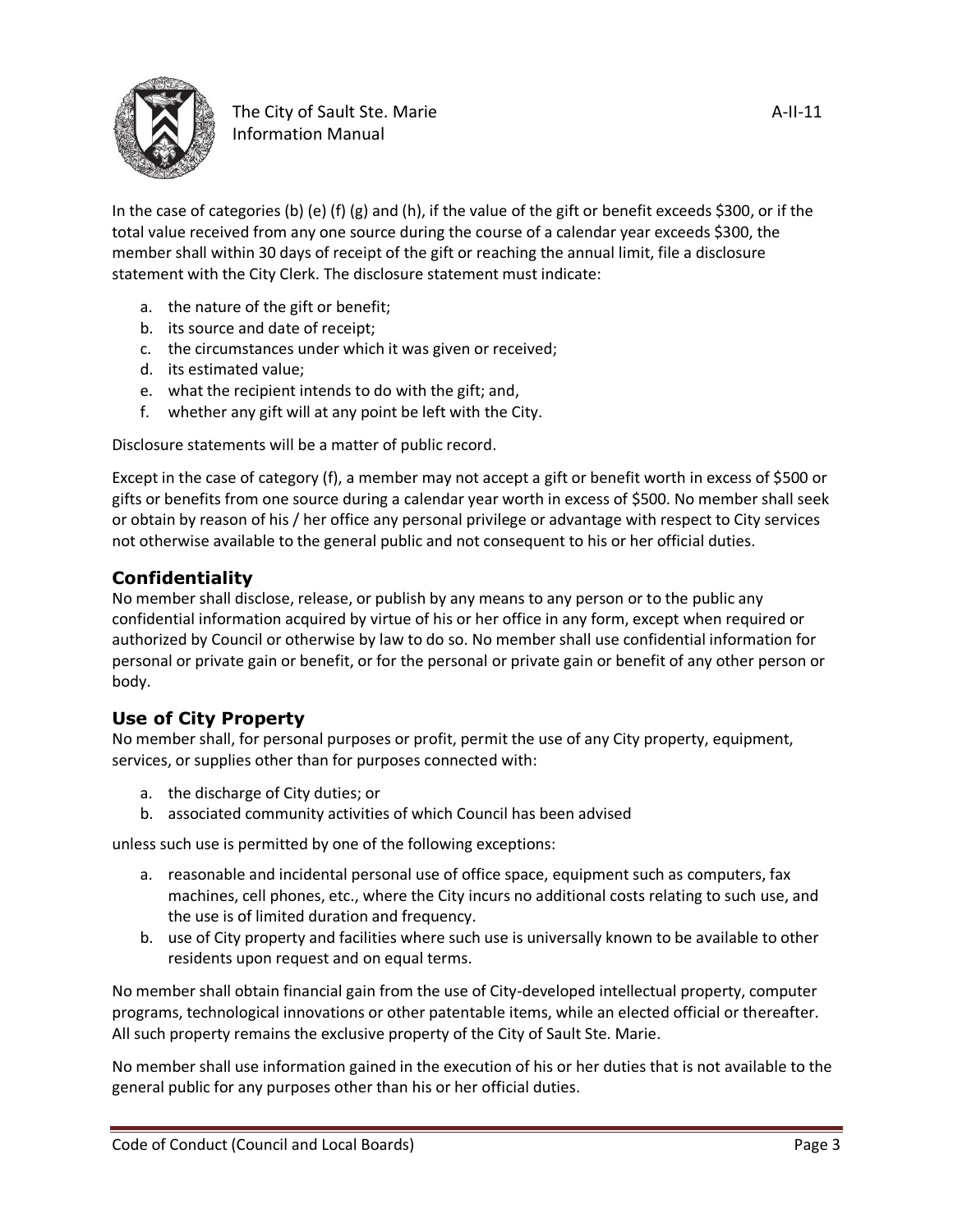In the case of categories (b) (e) (f) (g) and (h), if the value of the gift or benefit exceeds $300, or if the total value received from any one source during the course of a calendar year exceeds $300, the member shall within 30 days of receipt of the gift or reaching the annual limit, file a disclosure statement with the City Clerk. The disclosure statement must indicate:

a. the nature of the gift or benefit;
b. its source and date of receipt;
c. the circumstances under which it was given or received;
d. its estimated value;
e. what the recipient intends to do with the gift; and,
f. whether any gift will at any point be left with the City.

Disclosure statements will be a matter of public record.

Except in the case of category (f), a member may not accept a gift or benefit worth in excess of $500 or gifts or benefits from one source during a calendar year worth in excess of $500. No member shall seek or obtain by reason of his / her office any personal privilege or advantage with respect to City services not otherwise available to the general public and not consequent to his or her official duties.

## Confidentiality

No member shall disclose, release, or publish by any means to any person or to the public any confidential information acquired by virtue of his or her office in any form, except when required or authorized by Council or otherwise by law to do so. No member shall use confidential information for personal or private gain or benefit, or for the personal or private gain or benefit of any other person or body.

## Use of City Property

No member shall, for personal purposes or profit, permit the use of any City property, equipment, services, or supplies other than for purposes connected with:

a. the discharge of City duties; or
b. associated community activities of which Council has been advised

unless such use is permitted by one of the following exceptions:

a. reasonable and incidental personal use of office space, equipment such as computers, fax machines, cell phones, etc., where the City incurs no additional costs relating to such use, and the use is of limited duration and frequency.
b. use of City property and facilities where such use is universally known to be available to other residents upon request and on equal terms.

No member shall obtain financial gain from the use of City-developed intellectual property, computer programs, technological innovations or other patentable items, while an elected official or thereafter. All such property remains the exclusive property of the City of Sault Ste. Marie.

No member shall use information gained in the execution of his or her duties that is not available to the general public for any purposes other than his or her official duties.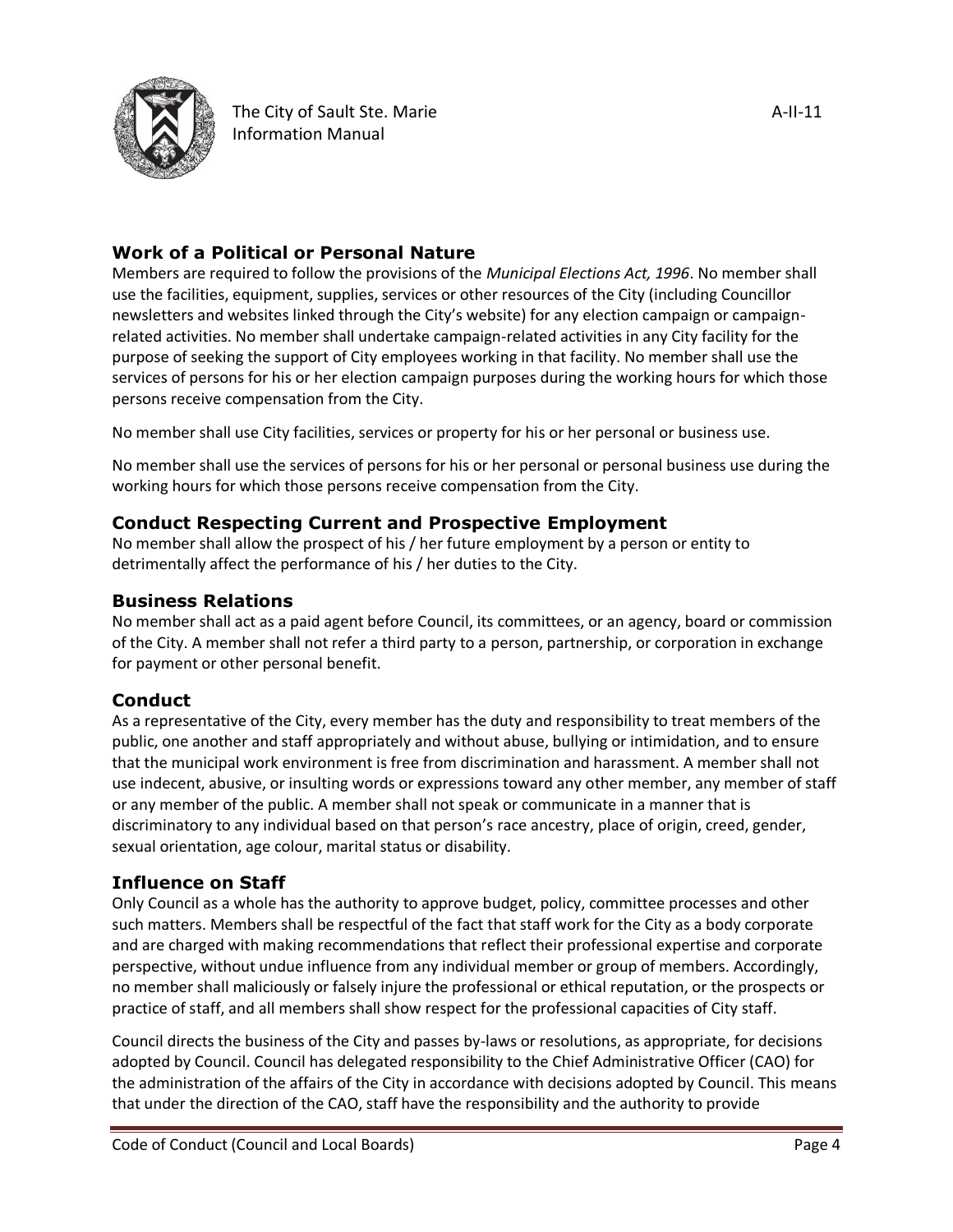## Work of a Political or Personal Nature

Members are required to follow the provisions of the *Municipal Elections Act, 1996*. No member shall use the facilities, equipment, supplies, services or other resources of the City (including Councillor newsletters and websites linked through the City's website) for any election campaign or campaign-related activities. No member shall undertake campaign-related activities in any City facility for the purpose of seeking the support of City employees working in that facility. No member shall use the services of persons for his or her election campaign purposes during the working hours for which those persons receive compensation from the City.

No member shall use City facilities, services or property for his or her personal or business use.

No member shall use the services of persons for his or her personal or personal business use during the working hours for which those persons receive compensation from the City.

## Conduct Respecting Current and Prospective Employment

No member shall allow the prospect of his / her future employment by a person or entity to detrimentally affect the performance of his / her duties to the City.

## Business Relations

No member shall act as a paid agent before Council, its committees, or an agency, board or commission of the City. A member shall not refer a third party to a person, partnership, or corporation in exchange for payment or other personal benefit.

## Conduct

As a representative of the City, every member has the duty and responsibility to treat members of the public, one another and staff appropriately and without abuse, bullying or intimidation, and to ensure that the municipal work environment is free from discrimination and harassment. A member shall not use indecent, abusive, or insulting words or expressions toward any other member, any member of staff or any member of the public. A member shall not speak or communicate in a manner that is discriminatory to any individual based on that person's race ancestry, place of origin, creed, gender, sexual orientation, age colour, marital status or disability.

## Influence on Staff

Only Council as a whole has the authority to approve budget, policy, committee processes and other such matters. Members shall be respectful of the fact that staff work for the City as a body corporate and are charged with making recommendations that reflect their professional expertise and corporate perspective, without undue influence from any individual member or group of members. Accordingly, no member shall maliciously or falsely injure the professional or ethical reputation, or the prospects or practice of staff, and all members shall show respect for the professional capacities of City staff.

Council directs the business of the City and passes by-laws or resolutions, as appropriate, for decisions adopted by Council. Council has delegated responsibility to the Chief Administrative Officer (CAO) for the administration of the affairs of the City in accordance with decisions adopted by Council. This means that under the direction of the CAO, staff have the responsibility and the authority to provide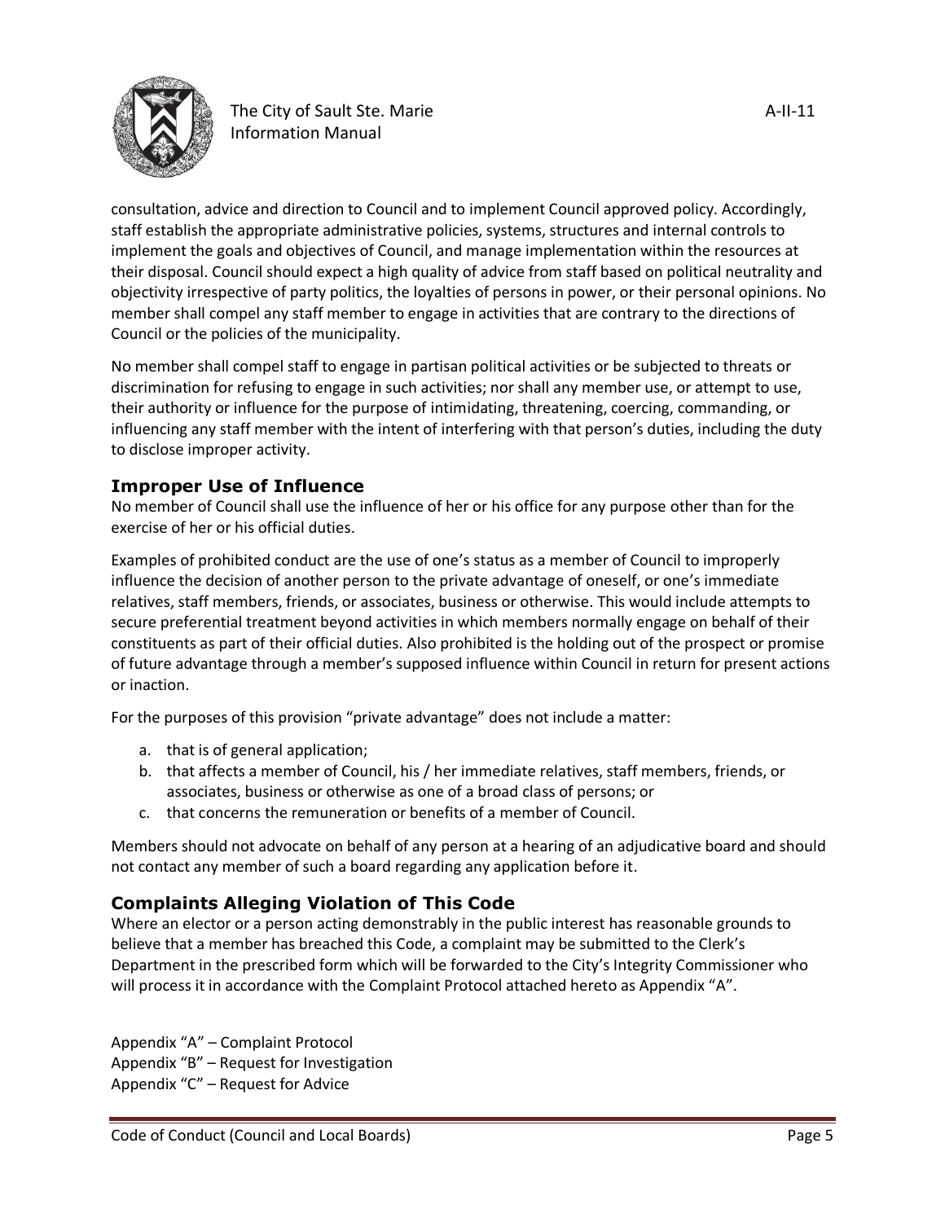consultation, advice and direction to Council and to implement Council approved policy. Accordingly, staff establish the appropriate administrative policies, systems, structures and internal controls to implement the goals and objectives of Council, and manage implementation within the resources at their disposal. Council should expect a high quality of advice from staff based on political neutrality and objectivity irrespective of party politics, the loyalties of persons in power, or their personal opinions. No member shall compel any staff member to engage in activities that are contrary to the directions of Council or the policies of the municipality.

No member shall compel staff to engage in partisan political activities or be subjected to threats or discrimination for refusing to engage in such activities; nor shall any member use, or attempt to use, their authority or influence for the purpose of intimidating, threatening, coercing, commanding, or influencing any staff member with the intent of interfering with that person's duties, including the duty to disclose improper activity.

## Improper Use of Influence

No member of Council shall use the influence of her or his office for any purpose other than for the exercise of her or his official duties.

Examples of prohibited conduct are the use of one's status as a member of Council to improperly influence the decision of another person to the private advantage of oneself, or one's immediate relatives, staff members, friends, or associates, business or otherwise. This would include attempts to secure preferential treatment beyond activities in which members normally engage on behalf of their constituents as part of their official duties. Also prohibited is the holding out of the prospect or promise of future advantage through a member's supposed influence within Council in return for present actions or inaction.

For the purposes of this provision "private advantage" does not include a matter:

a. that is of general application;
b. that affects a member of Council, his / her immediate relatives, staff members, friends, or associates, business or otherwise as one of a broad class of persons; or
c. that concerns the remuneration or benefits of a member of Council.

Members should not advocate on behalf of any person at a hearing of an adjudicative board and should not contact any member of such a board regarding any application before it.

## Complaints Alleging Violation of This Code

Where an elector or a person acting demonstrably in the public interest has reasonable grounds to believe that a member has breached this Code, a complaint may be submitted to the Clerk's Department in the prescribed form which will be forwarded to the City's Integrity Commissioner who will process it in accordance with the Complaint Protocol attached hereto as Appendix "A".

Appendix "A" – Complaint Protocol
Appendix "B" – Request for Investigation
Appendix "C" – Request for Advice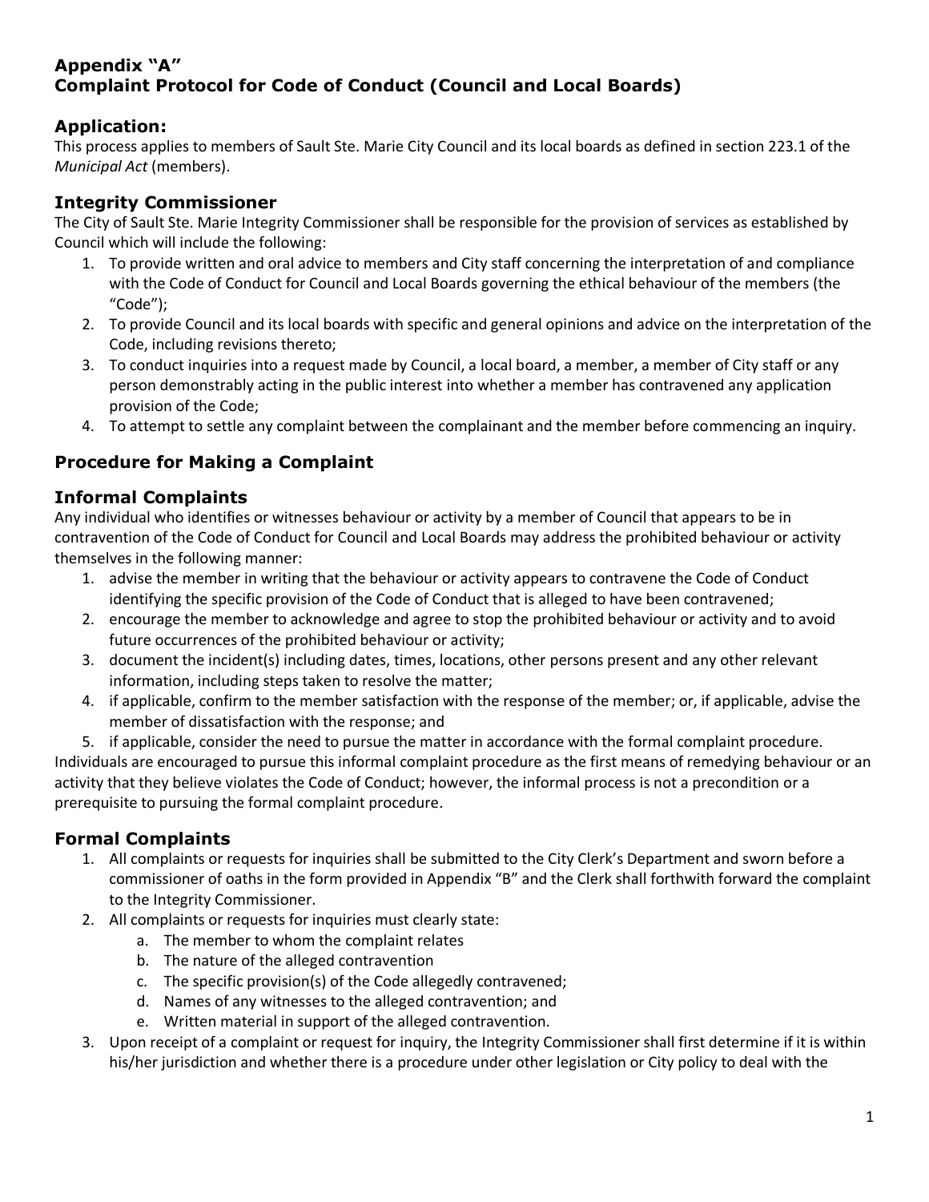# Appendix "A"
# Complaint Protocol for Code of Conduct (Council and Local Boards)

## Application:

This process applies to members of Sault Ste. Marie City Council and its local boards as defined in section 223.1 of the *Municipal Act* (members).

## Integrity Commissioner

The City of Sault Ste. Marie Integrity Commissioner shall be responsible for the provision of services as established by Council which will include the following:

1. To provide written and oral advice to members and City staff concerning the interpretation of and compliance with the Code of Conduct for Council and Local Boards governing the ethical behaviour of the members (the "Code");
2. To provide Council and its local boards with specific and general opinions and advice on the interpretation of the Code, including revisions thereto;
3. To conduct inquiries into a request made by Council, a local board, a member, a member of City staff or any person demonstrably acting in the public interest into whether a member has contravened any application provision of the Code;
4. To attempt to settle any complaint between the complainant and the member before commencing an inquiry.

## Procedure for Making a Complaint

## Informal Complaints

Any individual who identifies or witnesses behaviour or activity by a member of Council that appears to be in contravention of the Code of Conduct for Council and Local Boards may address the prohibited behaviour or activity themselves in the following manner:

1. advise the member in writing that the behaviour or activity appears to contravene the Code of Conduct identifying the specific provision of the Code of Conduct that is alleged to have been contravened;
2. encourage the member to acknowledge and agree to stop the prohibited behaviour or activity and to avoid future occurrences of the prohibited behaviour or activity;
3. document the incident(s) including dates, times, locations, other persons present and any other relevant information, including steps taken to resolve the matter;
4. if applicable, confirm to the member satisfaction with the response of the member; or, if applicable, advise the member of dissatisfaction with the response; and
5. if applicable, consider the need to pursue the matter in accordance with the formal complaint procedure.

Individuals are encouraged to pursue this informal complaint procedure as the first means of remedying behaviour or an activity that they believe violates the Code of Conduct; however, the informal process is not a precondition or a prerequisite to pursuing the formal complaint procedure.

## Formal Complaints

1. All complaints or requests for inquiries shall be submitted to the City Clerk's Department and sworn before a commissioner of oaths in the form provided in Appendix "B" and the Clerk shall forthwith forward the complaint to the Integrity Commissioner.
2. All complaints or requests for inquiries must clearly state:
   a. The member to whom the complaint relates
   b. The nature of the alleged contravention
   c. The specific provision(s) of the Code allegedly contravened;
   d. Names of any witnesses to the alleged contravention; and
   e. Written material in support of the alleged contravention.
3. Upon receipt of a complaint or request for inquiry, the Integrity Commissioner shall first determine if it is within his/her jurisdiction and whether there is a procedure under other legislation or City policy to deal with the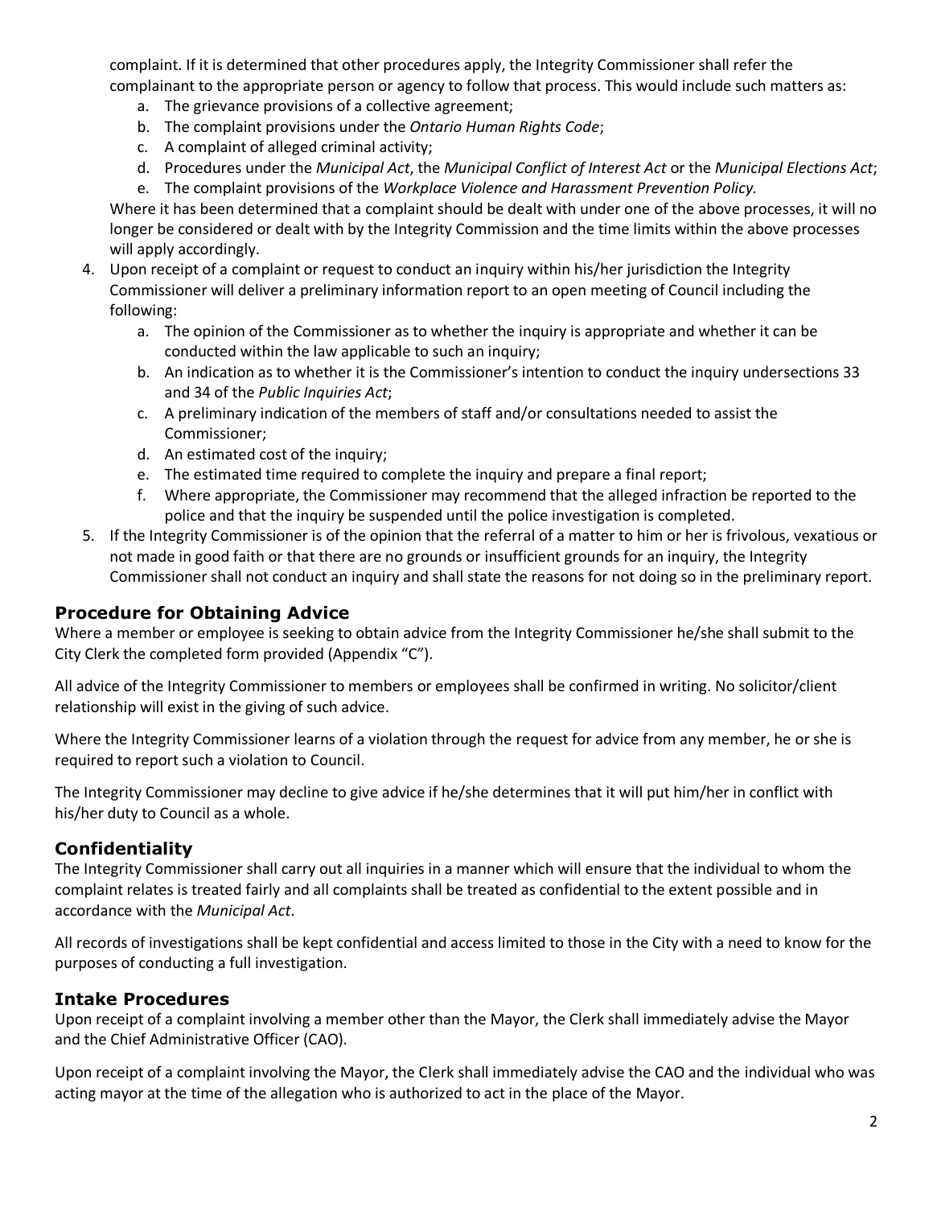complaint. If it is determined that other procedures apply, the Integrity Commissioner shall refer the complainant to the appropriate person or agency to follow that process. This would include such matters as:

   a. The grievance provisions of a collective agreement;
   b. The complaint provisions under the *Ontario Human Rights Code*;
   c. A complaint of alleged criminal activity;
   d. Procedures under the *Municipal Act*, the *Municipal Conflict of Interest Act* or the *Municipal Elections Act*;
   e. The complaint provisions of the *Workplace Violence and Harassment Prevention Policy.*

   Where it has been determined that a complaint should be dealt with under one of the above processes, it will no longer be considered or dealt with by the Integrity Commission and the time limits within the above processes will apply accordingly.

4. Upon receipt of a complaint or request to conduct an inquiry within his/her jurisdiction the Integrity Commissioner will deliver a preliminary information report to an open meeting of Council including the following:
   a. The opinion of the Commissioner as to whether the inquiry is appropriate and whether it can be conducted within the law applicable to such an inquiry;
   b. An indication as to whether it is the Commissioner's intention to conduct the inquiry undersections 33 and 34 of the *Public Inquiries Act*;
   c. A preliminary indication of the members of staff and/or consultations needed to assist the Commissioner;
   d. An estimated cost of the inquiry;
   e. The estimated time required to complete the inquiry and prepare a final report;
   f. Where appropriate, the Commissioner may recommend that the alleged infraction be reported to the police and that the inquiry be suspended until the police investigation is completed.
5. If the Integrity Commissioner is of the opinion that the referral of a matter to him or her is frivolous, vexatious or not made in good faith or that there are no grounds or insufficient grounds for an inquiry, the Integrity Commissioner shall not conduct an inquiry and shall state the reasons for not doing so in the preliminary report.

## Procedure for Obtaining Advice

Where a member or employee is seeking to obtain advice from the Integrity Commissioner he/she shall submit to the City Clerk the completed form provided (Appendix "C").

All advice of the Integrity Commissioner to members or employees shall be confirmed in writing. No solicitor/client relationship will exist in the giving of such advice.

Where the Integrity Commissioner learns of a violation through the request for advice from any member, he or she is required to report such a violation to Council.

The Integrity Commissioner may decline to give advice if he/she determines that it will put him/her in conflict with his/her duty to Council as a whole.

## Confidentiality

The Integrity Commissioner shall carry out all inquiries in a manner which will ensure that the individual to whom the complaint relates is treated fairly and all complaints shall be treated as confidential to the extent possible and in accordance with the *Municipal Act*.

All records of investigations shall be kept confidential and access limited to those in the City with a need to know for the purposes of conducting a full investigation.

## Intake Procedures

Upon receipt of a complaint involving a member other than the Mayor, the Clerk shall immediately advise the Mayor and the Chief Administrative Officer (CAO).

Upon receipt of a complaint involving the Mayor, the Clerk shall immediately advise the CAO and the individual who was acting mayor at the time of the allegation who is authorized to act in the place of the Mayor.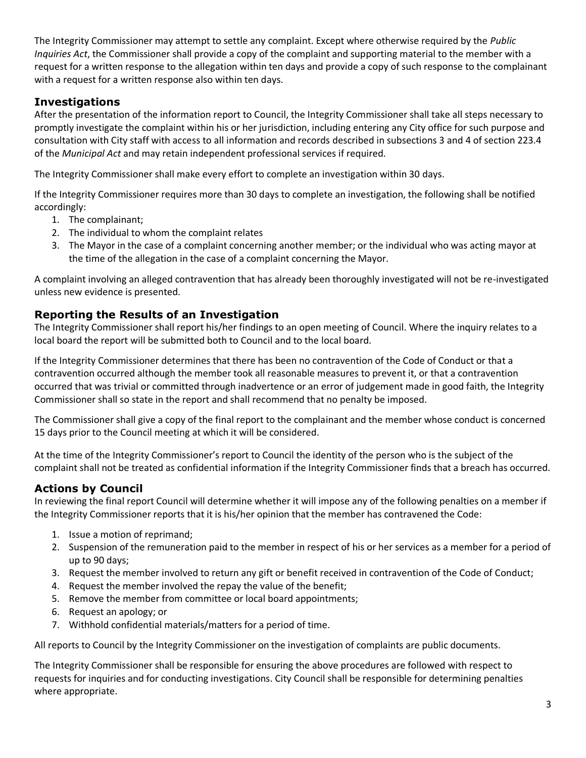The Integrity Commissioner may attempt to settle any complaint. Except where otherwise required by the *Public Inquiries Act*, the Commissioner shall provide a copy of the complaint and supporting material to the member with a request for a written response to the allegation within ten days and provide a copy of such response to the complainant with a request for a written response also within ten days.

## Investigations

After the presentation of the information report to Council, the Integrity Commissioner shall take all steps necessary to promptly investigate the complaint within his or her jurisdiction, including entering any City office for such purpose and consultation with City staff with access to all information and records described in subsections 3 and 4 of section 223.4 of the *Municipal Act* and may retain independent professional services if required.

The Integrity Commissioner shall make every effort to complete an investigation within 30 days.

If the Integrity Commissioner requires more than 30 days to complete an investigation, the following shall be notified accordingly:

1. The complainant;
2. The individual to whom the complaint relates
3. The Mayor in the case of a complaint concerning another member; or the individual who was acting mayor at the time of the allegation in the case of a complaint concerning the Mayor.

A complaint involving an alleged contravention that has already been thoroughly investigated will not be re-investigated unless new evidence is presented.

## Reporting the Results of an Investigation

The Integrity Commissioner shall report his/her findings to an open meeting of Council. Where the inquiry relates to a local board the report will be submitted both to Council and to the local board.

If the Integrity Commissioner determines that there has been no contravention of the Code of Conduct or that a contravention occurred although the member took all reasonable measures to prevent it, or that a contravention occurred that was trivial or committed through inadvertence or an error of judgement made in good faith, the Integrity Commissioner shall so state in the report and shall recommend that no penalty be imposed.

The Commissioner shall give a copy of the final report to the complainant and the member whose conduct is concerned 15 days prior to the Council meeting at which it will be considered.

At the time of the Integrity Commissioner's report to Council the identity of the person who is the subject of the complaint shall not be treated as confidential information if the Integrity Commissioner finds that a breach has occurred.

## Actions by Council

In reviewing the final report Council will determine whether it will impose any of the following penalties on a member if the Integrity Commissioner reports that it is his/her opinion that the member has contravened the Code:

1. Issue a motion of reprimand;
2. Suspension of the remuneration paid to the member in respect of his or her services as a member for a period of up to 90 days;
3. Request the member involved to return any gift or benefit received in contravention of the Code of Conduct;
4. Request the member involved the repay the value of the benefit;
5. Remove the member from committee or local board appointments;
6. Request an apology; or
7. Withhold confidential materials/matters for a period of time.

All reports to Council by the Integrity Commissioner on the investigation of complaints are public documents.

The Integrity Commissioner shall be responsible for ensuring the above procedures are followed with respect to requests for inquiries and for conducting investigations. City Council shall be responsible for determining penalties where appropriate.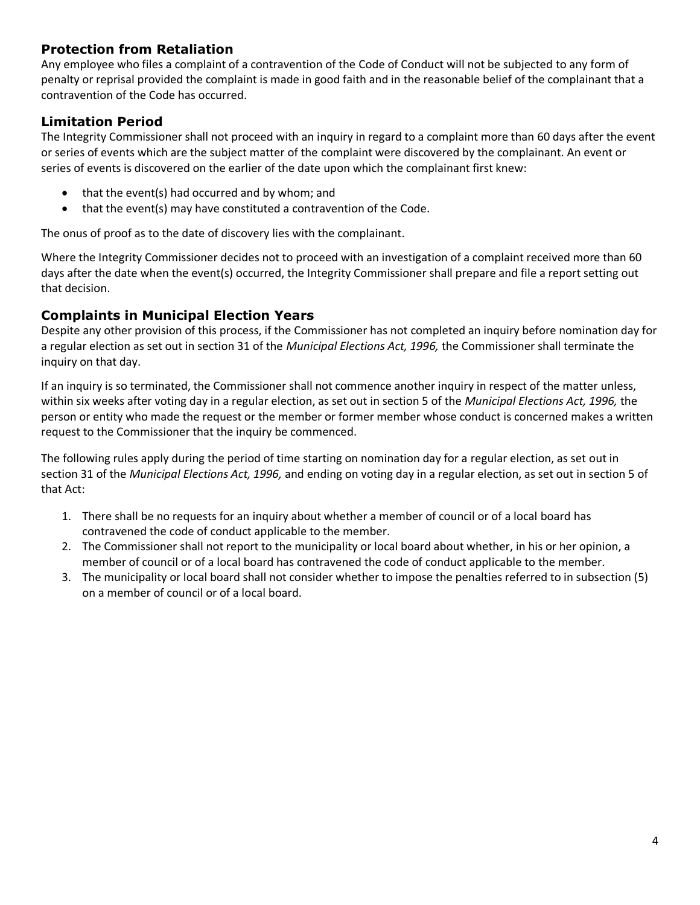## Protection from Retaliation

Any employee who files a complaint of a contravention of the Code of Conduct will not be subjected to any form of penalty or reprisal provided the complaint is made in good faith and in the reasonable belief of the complainant that a contravention of the Code has occurred.

## Limitation Period

The Integrity Commissioner shall not proceed with an inquiry in regard to a complaint more than 60 days after the event or series of events which are the subject matter of the complaint were discovered by the complainant. An event or series of events is discovered on the earlier of the date upon which the complainant first knew:

- that the event(s) had occurred and by whom; and
- that the event(s) may have constituted a contravention of the Code.

The onus of proof as to the date of discovery lies with the complainant.

Where the Integrity Commissioner decides not to proceed with an investigation of a complaint received more than 60 days after the date when the event(s) occurred, the Integrity Commissioner shall prepare and file a report setting out that decision.

## Complaints in Municipal Election Years

Despite any other provision of this process, if the Commissioner has not completed an inquiry before nomination day for a regular election as set out in section 31 of the *Municipal Elections Act, 1996,* the Commissioner shall terminate the inquiry on that day.

If an inquiry is so terminated, the Commissioner shall not commence another inquiry in respect of the matter unless, within six weeks after voting day in a regular election, as set out in section 5 of the *Municipal Elections Act, 1996,* the person or entity who made the request or the member or former member whose conduct is concerned makes a written request to the Commissioner that the inquiry be commenced.

The following rules apply during the period of time starting on nomination day for a regular election, as set out in section 31 of the *Municipal Elections Act, 1996,* and ending on voting day in a regular election, as set out in section 5 of that Act:

1. There shall be no requests for an inquiry about whether a member of council or of a local board has contravened the code of conduct applicable to the member.
2. The Commissioner shall not report to the municipality or local board about whether, in his or her opinion, a member of council or of a local board has contravened the code of conduct applicable to the member.
3. The municipality or local board shall not consider whether to impose the penalties referred to in subsection (5) on a member of council or of a local board.